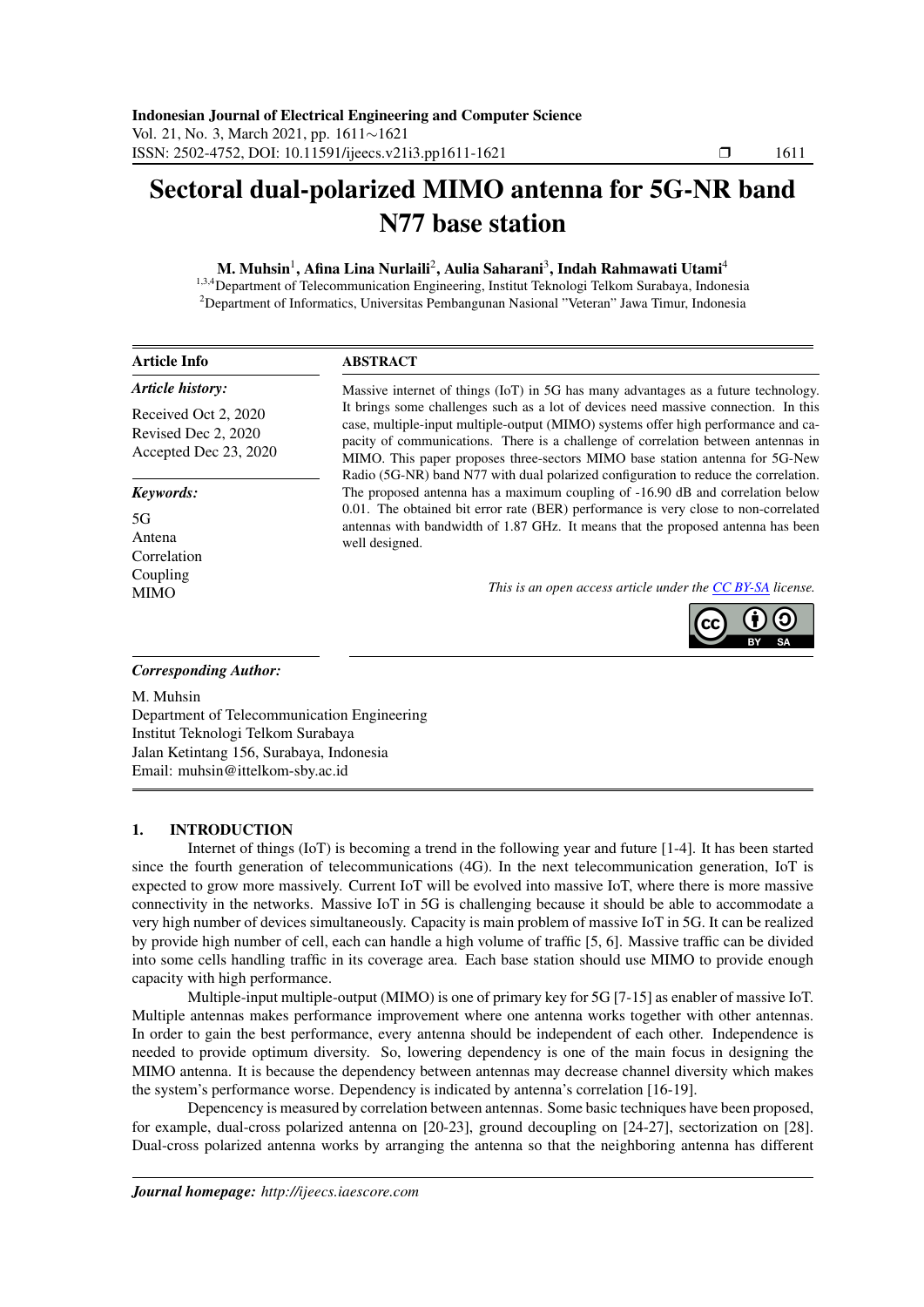# Sectoral dual-polarized MIMO antenna for 5G-NR band N77 base station

**M. Muhsin[1], Afina Lina Nurlaili[2], Aulia Saharani[3], Indah Rahmawati Utami[4]**

[1,3,4]Department of Telecommunication Engineering, Institut Teknologi Telkom Surabaya, Indonesia
[2]Department of Informatics, Universitas Pembangunan Nasional "Veteran" Jawa Timur, Indonesia

**Article Info**

***Article history:***

Received Oct 2, 2020
Revised Dec 2, 2020
Accepted Dec 23, 2020

***Keywords:***

5G
Antena
Correlation
Coupling
MIMO

**ABSTRACT**

Massive internet of things (IoT) in 5G has many advantages as a future technology. It brings some challenges such as a lot of devices need massive connection. In this case, multiple-input multiple-output (MIMO) systems offer high performance and capacity of communications. There is a challenge of correlation between antennas in MIMO. This paper proposes three-sectors MIMO base station antenna for 5G-New Radio (5G-NR) band N77 with dual polarized configuration to reduce the correlation. The proposed antenna has a maximum coupling of -16.90 dB and correlation below 0.01. The obtained bit error rate (BER) performance is very close to non-correlated antennas with bandwidth of 1.87 GHz. It means that the proposed antenna has been well designed.

*This is an open access article under the CC BY-SA license.*

***Corresponding Author:***

M. Muhsin
Department of Telecommunication Engineering
Institut Teknologi Telkom Surabaya
Jalan Ketintang 156, Surabaya, Indonesia
Email: muhsin@ittelkom-sby.ac.id

## 1. INTRODUCTION

Internet of things (IoT) is becoming a trend in the following year and future [1-4]. It has been started since the fourth generation of telecommunications (4G). In the next telecommunication generation, IoT is expected to grow more massively. Current IoT will be evolved into massive IoT, where there is more massive connectivity in the networks. Massive IoT in 5G is challenging because it should be able to accommodate a very high number of devices simultaneously. Capacity is main problem of massive IoT in 5G. It can be realized by provide high number of cell, each can handle a high volume of traffic [5, 6]. Massive traffic can be divided into some cells handling traffic in its coverage area. Each base station should use MIMO to provide enough capacity with high performance.

Multiple-input multiple-output (MIMO) is one of primary key for 5G [7-15] as enabler of massive IoT. Multiple antennas makes performance improvement where one antenna works together with other antennas. In order to gain the best performance, every antenna should be independent of each other. Independence is needed to provide optimum diversity. So, lowering dependency is one of the main focus in designing the MIMO antenna. It is because the dependency between antennas may decrease channel diversity which makes the system's performance worse. Dependency is indicated by antenna's correlation [16-19].

Depencency is measured by correlation between antennas. Some basic techniques have been proposed, for example, dual-cross polarized antenna on [20-23], ground decoupling on [24-27], sectorization on [28]. Dual-cross polarized antenna works by arranging the antenna so that the neighboring antenna has different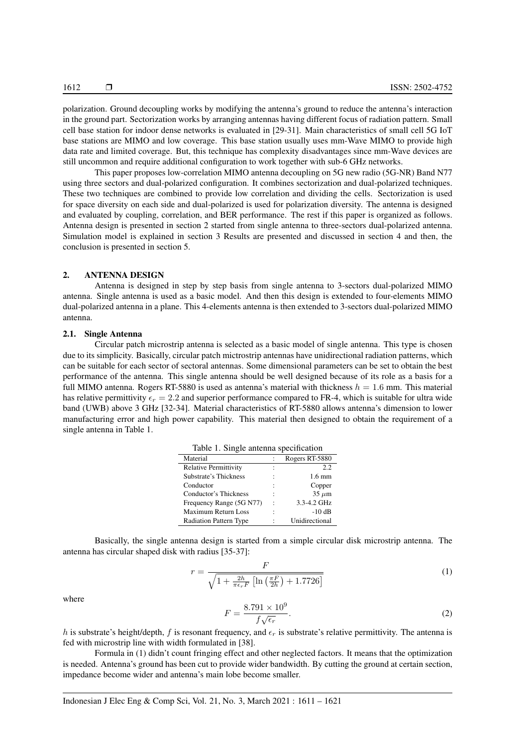polarization. Ground decoupling works by modifying the antenna's ground to reduce the antenna's interaction in the ground part. Sectorization works by arranging antennas having different focus of radiation pattern. Small cell base station for indoor dense networks is evaluated in [29-31]. Main characteristics of small cell 5G IoT base stations are MIMO and low coverage. This base station usually uses mm-Wave MIMO to provide high data rate and limited coverage. But, this technique has complexity disadvantages since mm-Wave devices are still uncommon and require additional configuration to work together with sub-6 GHz networks.

This paper proposes low-correlation MIMO antenna decoupling on 5G new radio (5G-NR) Band N77 using three sectors and dual-polarized configuration. It combines sectorization and dual-polarized techniques. These two techniques are combined to provide low correlation and dividing the cells. Sectorization is used for space diversity on each side and dual-polarized is used for polarization diversity. The antenna is designed and evaluated by coupling, correlation, and BER performance. The rest if this paper is organized as follows. Antenna design is presented in section 2 started from single antenna to three-sectors dual-polarized antenna. Simulation model is explained in section 3 Results are presented and discussed in section 4 and then, the conclusion is presented in section 5.

## 2. ANTENNA DESIGN

Antenna is designed in step by step basis from single antenna to 3-sectors dual-polarized MIMO antenna. Single antenna is used as a basic model. And then this design is extended to four-elements MIMO dual-polarized antenna in a plane. This 4-elements antenna is then extended to 3-sectors dual-polarized MIMO antenna.

### 2.1. Single Antenna

Circular patch microstrip antenna is selected as a basic model of single antenna. This type is chosen due to its simplicity. Basically, circular patch mictrostrip antennas have unidirectional radiation patterns, which can be suitable for each sector of sectoral antennas. Some dimensional parameters can be set to obtain the best performance of the antenna. This single antenna should be well designed because of its role as a basis for a full MIMO antenna. Rogers RT-5880 is used as antenna's material with thickness $h = 1.6$ mm. This material has relative permittivity $\epsilon_r = 2.2$ and superior performance compared to FR-4, which is suitable for ultra wide band (UWB) above 3 GHz [32-34]. Material characteristics of RT-5880 allows antenna's dimension to lower manufacturing error and high power capability. This material then designed to obtain the requirement of a single antenna in Table 1.

Table 1. Single antenna specification

| Material | : | Rogers RT-5880 |
|---|---|---|
| Relative Permittivity | : | 2.2 |
| Substrate's Thickness | : | 1.6 mm |
| Conductor | : | Copper |
| Conductor's Thickness | : | 35 $\mu$m |
| Frequency Range (5G N77) | : | 3.3-4.2 GHz |
| Maximum Return Loss | : | -10 dB |
| Radiation Pattern Type | : | Unidirectional |

Basically, the single antenna design is started from a simple circular disk microstrip antenna. The antenna has circular shaped disk with radius [35-37]:

$$r = \frac{F}{\sqrt{1 + \frac{2h}{\pi \epsilon_r F} \left[ \ln \left( \frac{\pi F}{2h} \right) + 1.7726 \right]}} \tag{1}$$

where

$$F = \frac{8.791 \times 10^9}{f \sqrt{\epsilon_r}}. \tag{2}$$

$h$ is substrate's height/depth, $f$ is resonant frequency, and $\epsilon_r$ is substrate's relative permittivity. The antenna is fed with microstrip line with width formulated in [38].

Formula in (1) didn't count fringing effect and other neglected factors. It means that the optimization is needed. Antenna's ground has been cut to provide wider bandwidth. By cutting the ground at certain section, impedance become wider and antenna's main lobe become smaller.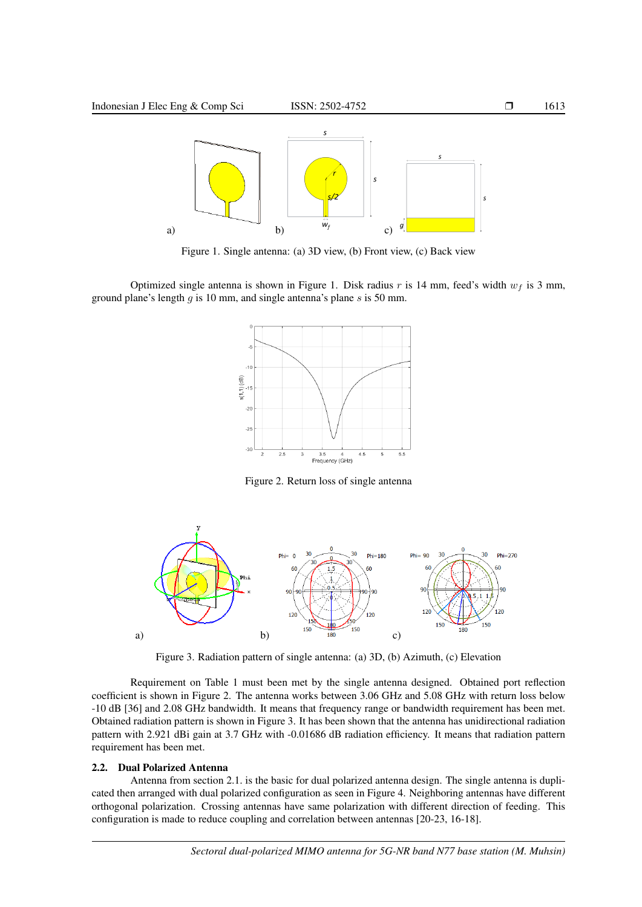Figure 1. Single antenna: (a) 3D view, (b) Front view, (c) Back view

Optimized single antenna is shown in Figure 1. Disk radius $r$ is 14 mm, feed's width $w_f$ is 3 mm, ground plane's length $g$ is 10 mm, and single antenna's plane $s$ is 50 mm.

Figure 2. Return loss of single antenna

Figure 3. Radiation pattern of single antenna: (a) 3D, (b) Azimuth, (c) Elevation

Requirement on Table 1 must been met by the single antenna designed. Obtained port reflection coefficient is shown in Figure 2. The antenna works between 3.06 GHz and 5.08 GHz with return loss below -10 dB [36] and 2.08 GHz bandwidth. It means that frequency range or bandwidth requirement has been met. Obtained radiation pattern is shown in Figure 3. It has been shown that the antenna has unidirectional radiation pattern with 2.921 dBi gain at 3.7 GHz with -0.01686 dB radiation efficiency. It means that radiation pattern requirement has been met.

### 2.2. Dual Polarized Antenna

Antenna from section 2.1. is the basic for dual polarized antenna design. The single antenna is duplicated then arranged with dual polarized configuration as seen in Figure 4. Neighboring antennas have different orthogonal polarization. Crossing antennas have same polarization with different direction of feeding. This configuration is made to reduce coupling and correlation between antennas [20-23, 16-18].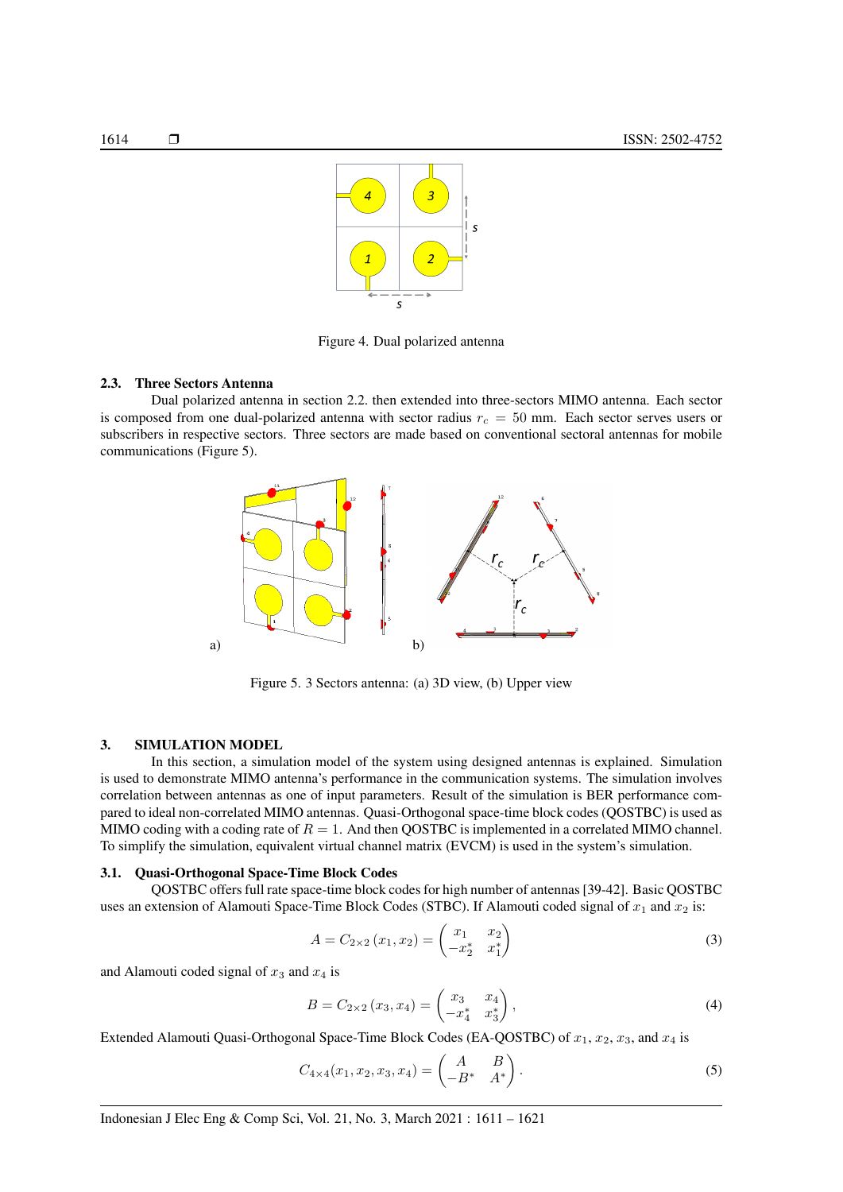Figure 4. Dual polarized antenna

### 2.3. Three Sectors Antenna

Dual polarized antenna in section 2.2. then extended into three-sectors MIMO antenna. Each sector is composed from one dual-polarized antenna with sector radius $r_c = 50$ mm. Each sector serves users or subscribers in respective sectors. Three sectors are made based on conventional sectoral antennas for mobile communications (Figure 5).

Figure 5. 3 Sectors antenna: (a) 3D view, (b) Upper view

## 3. SIMULATION MODEL

In this section, a simulation model of the system using designed antennas is explained. Simulation is used to demonstrate MIMO antenna's performance in the communication systems. The simulation involves correlation between antennas as one of input parameters. Result of the simulation is BER performance compared to ideal non-correlated MIMO antennas. Quasi-Orthogonal space-time block codes (QOSTBC) is used as MIMO coding with a coding rate of $R = 1$. And then QOSTBC is implemented in a correlated MIMO channel. To simplify the simulation, equivalent virtual channel matrix (EVCM) is used in the system's simulation.

### 3.1. Quasi-Orthogonal Space-Time Block Codes

QOSTBC offers full rate space-time block codes for high number of antennas [39-42]. Basic QOSTBC uses an extension of Alamouti Space-Time Block Codes (STBC). If Alamouti coded signal of $x_1$ and $x_2$ is:

$$A = C_{2\times2}(x_1, x_2) = \begin{pmatrix} x_1 & x_2 \\ -x_2^* & x_1^* \end{pmatrix} \tag{3}$$

and Alamouti coded signal of $x_3$ and $x_4$ is

$$B = C_{2\times2}(x_3, x_4) = \begin{pmatrix} x_3 & x_4 \\ -x_4^* & x_3^* \end{pmatrix}, \tag{4}$$

Extended Alamouti Quasi-Orthogonal Space-Time Block Codes (EA-QOSTBC) of $x_1$, $x_2$, $x_3$, and $x_4$ is

$$C_{4\times4}(x_1, x_2, x_3, x_4) = \begin{pmatrix} A & B \\ -B^* & A^* \end{pmatrix}. \tag{5}$$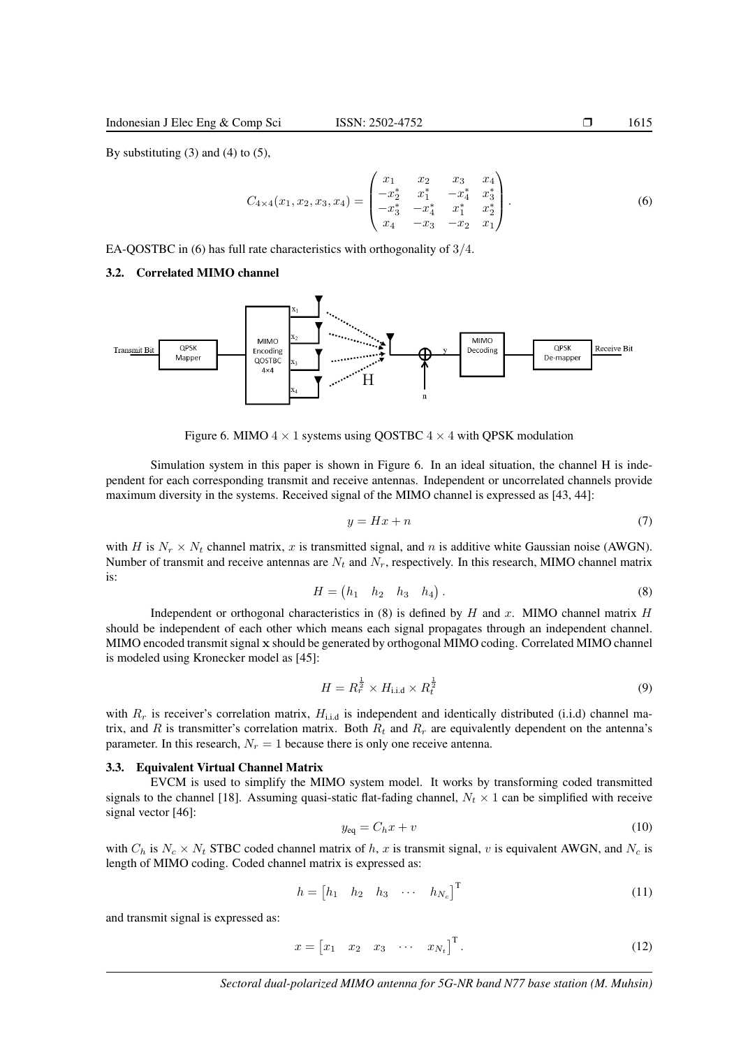By substituting (3) and (4) to (5),

$$C_{4\times4}(x_1, x_2, x_3, x_4) = \begin{pmatrix} x_1 & x_2 & x_3 & x_4 \\ -x_2^* & x_1^* & -x_4^* & x_3^* \\ -x_3^* & -x_4^* & x_1^* & x_2^* \\ x_4 & -x_3 & -x_2 & x_1 \end{pmatrix}. \tag{6}$$

EA-QOSTBC in (6) has full rate characteristics with orthogonality of $3/4$.

### 3.2. Correlated MIMO channel

Figure 6. MIMO $4 \times 1$ systems using QOSTBC $4 \times 4$ with QPSK modulation

Simulation system in this paper is shown in Figure 6. In an ideal situation, the channel H is independent for each corresponding transmit and receive antennas. Independent or uncorrelated channels provide maximum diversity in the systems. Received signal of the MIMO channel is expressed as [43, 44]:

$$y = Hx + n \tag{7}$$

with $H$ is $N_r \times N_t$ channel matrix, $x$ is transmitted signal, and $n$ is additive white Gaussian noise (AWGN). Number of transmit and receive antennas are $N_t$ and $N_r$, respectively. In this research, MIMO channel matrix is:

$$H = \begin{pmatrix} h_1 & h_2 & h_3 & h_4 \end{pmatrix}. \tag{8}$$

Independent or orthogonal characteristics in (8) is defined by $H$ and $x$. MIMO channel matrix $H$ should be independent of each other which means each signal propagates through an independent channel. MIMO encoded transmit signal **x** should be generated by orthogonal MIMO coding. Correlated MIMO channel is modeled using Kronecker model as [45]:

$$H = R_r^{\frac{1}{2}} \times H_{\text{i.i.d}} \times R_t^{\frac{1}{2}} \tag{9}$$

with $R_r$ is receiver's correlation matrix, $H_{\text{i.i.d}}$ is independent and identically distributed (i.i.d) channel matrix, and $R$ is transmitter's correlation matrix. Both $R_t$ and $R_r$ are equivalently dependent on the antenna's parameter. In this research, $N_r = 1$ because there is only one receive antenna.

### 3.3. Equivalent Virtual Channel Matrix

EVCM is used to simplify the MIMO system model. It works by transforming coded transmitted signals to the channel [18]. Assuming quasi-static flat-fading channel, $N_t \times 1$ can be simplified with receive signal vector [46]:

$$y_{\text{eq}} = C_h x + v \tag{10}$$

with $C_h$ is $N_c \times N_t$ STBC coded channel matrix of $h$, $x$ is transmit signal, $v$ is equivalent AWGN, and $N_c$ is length of MIMO coding. Coded channel matrix is expressed as:

$$h = \begin{bmatrix} h_1 & h_2 & h_3 & \cdots & h_{N_c} \end{bmatrix}^{\text{T}} \tag{11}$$

and transmit signal is expressed as:

$$x = \begin{bmatrix} x_1 & x_2 & x_3 & \cdots & x_{N_t} \end{bmatrix}^{\text{T}}. \tag{12}$$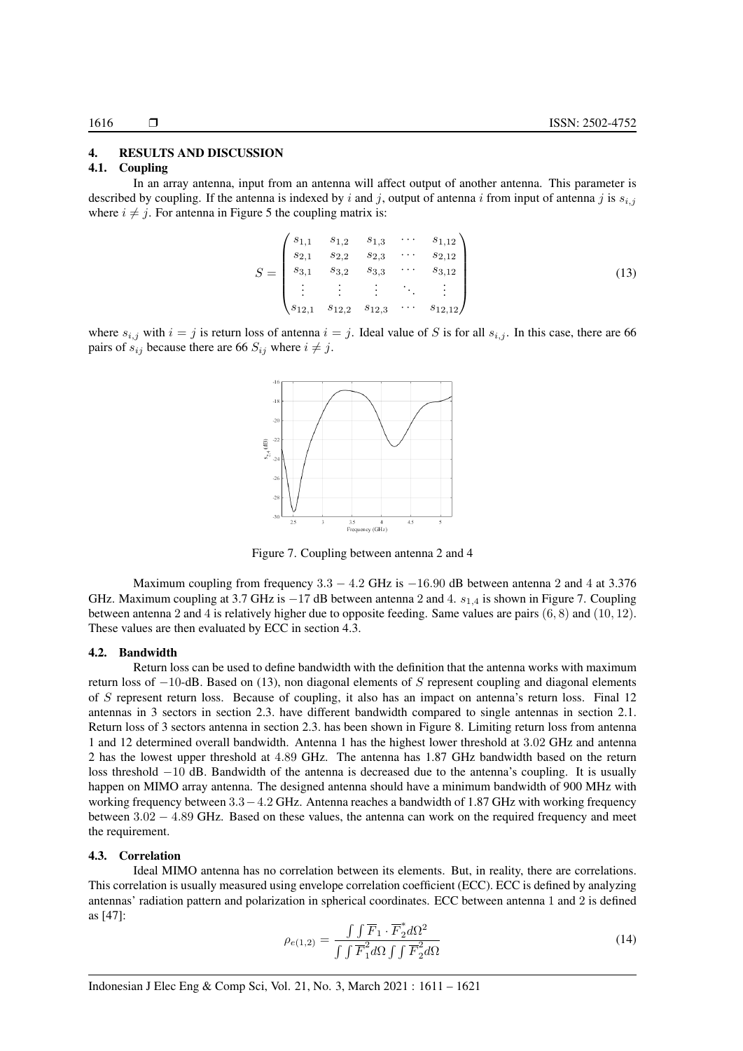## 4. RESULTS AND DISCUSSION

### 4.1. Coupling

In an array antenna, input from an antenna will affect output of another antenna. This parameter is described by coupling. If the antenna is indexed by $i$ and $j$, output of antenna $i$ from input of antenna $j$ is $s_{i,j}$ where $i \neq j$. For antenna in Figure 5 the coupling matrix is:

$$S = \begin{pmatrix} s_{1,1} & s_{1,2} & s_{1,3} & \cdots & s_{1,12} \\ s_{2,1} & s_{2,2} & s_{2,3} & \cdots & s_{2,12} \\ s_{3,1} & s_{3,2} & s_{3,3} & \cdots & s_{3,12} \\ \vdots & \vdots & \vdots & \ddots & \vdots \\ s_{12,1} & s_{12,2} & s_{12,3} & \cdots & s_{12,12} \end{pmatrix} \tag{13}$$

where $s_{i,j}$ with $i = j$ is return loss of antenna $i = j$. Ideal value of $S$ is for all $s_{i,j}$. In this case, there are 66 pairs of $s_{ij}$ because there are 66 $S_{ij}$ where $i \neq j$.

Figure 7. Coupling between antenna 2 and 4

Maximum coupling from frequency $3.3 - 4.2$ GHz is $-16.90$ dB between antenna 2 and 4 at 3.376 GHz. Maximum coupling at 3.7 GHz is $-17$ dB between antenna 2 and 4. $s_{1,4}$ is shown in Figure 7. Coupling between antenna 2 and 4 is relatively higher due to opposite feeding. Same values are pairs $(6, 8)$ and $(10, 12)$. These values are then evaluated by ECC in section 4.3.

### 4.2. Bandwidth

Return loss can be used to define bandwidth with the definition that the antenna works with maximum return loss of $-10$-dB. Based on (13), non diagonal elements of $S$ represent coupling and diagonal elements of $S$ represent return loss. Because of coupling, it also has an impact on antenna's return loss. Final 12 antennas in 3 sectors in section 2.3. have different bandwidth compared to single antennas in section 2.1. Return loss of 3 sectors antenna in section 2.3. has been shown in Figure 8. Limiting return loss from antenna 1 and 12 determined overall bandwidth. Antenna 1 has the highest lower threshold at 3.02 GHz and antenna 2 has the lowest upper threshold at 4.89 GHz. The antenna has 1.87 GHz bandwidth based on the return loss threshold $-10$ dB. Bandwidth of the antenna is decreased due to the antenna's coupling. It is usually happen on MIMO array antenna. The designed antenna should have a minimum bandwidth of 900 MHz with working frequency between $3.3 - 4.2$ GHz. Antenna reaches a bandwidth of 1.87 GHz with working frequency between $3.02 - 4.89$ GHz. Based on these values, the antenna can work on the required frequency and meet the requirement.

### 4.3. Correlation

Ideal MIMO antenna has no correlation between its elements. But, in reality, there are correlations. This correlation is usually measured using envelope correlation coefficient (ECC). ECC is defined by analyzing antennas' radiation pattern and polarization in spherical coordinates. ECC between antenna 1 and 2 is defined as [47]:

$$\rho_{e(1,2)} = \frac{\int\int \overline{F}_1 \cdot \overline{F}_2^* d\Omega^2}{\int\int \overline{F}_1^2 d\Omega \int\int \overline{F}_2^2 d\Omega} \tag{14}$$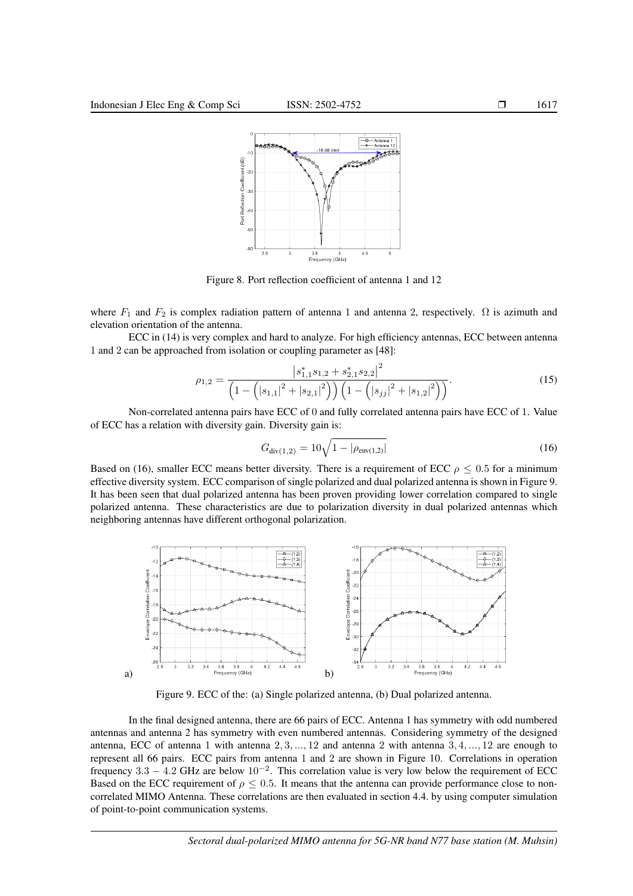Figure 8. Port reflection coefficient of antenna 1 and 12

where $F_1$ and $F_2$ is complex radiation pattern of antenna 1 and antenna 2, respectively. $\Omega$ is azimuth and elevation orientation of the antenna.

ECC in (14) is very complex and hard to analyze. For high efficiency antennas, ECC between antenna 1 and 2 can be approached from isolation or coupling parameter as [48]:

$$\rho_{1,2} = \frac{\left|s_{1,1}^* s_{1,2} + s_{2,1}^* s_{2,2}\right|^2}{\left(1 - \left(\left|s_{1,1}\right|^2 + \left|s_{2,1}\right|^2\right)\right)\left(1 - \left(\left|s_{jj}\right|^2 + \left|s_{1,2}\right|^2\right)\right)}. \tag{15}$$

Non-correlated antenna pairs have ECC of 0 and fully correlated antenna pairs have ECC of 1. Value of ECC has a relation with diversity gain. Diversity gain is:

$$G_{\text{div}(1,2)} = 10\sqrt{1 - \left|\rho_{\text{env}(1,2)}\right|} \tag{16}$$

Based on (16), smaller ECC means better diversity. There is a requirement of ECC $\rho \leq 0.5$ for a minimum effective diversity system. ECC comparison of single polarized and dual polarized antenna is shown in Figure 9. It has been seen that dual polarized antenna has been proven providing lower correlation compared to single polarized antenna. These characteristics are due to polarization diversity in dual polarized antennas which neighboring antennas have different orthogonal polarization.

Figure 9. ECC of the: (a) Single polarized antenna, (b) Dual polarized antenna.

In the final designed antenna, there are 66 pairs of ECC. Antenna 1 has symmetry with odd numbered antennas and antenna 2 has symmetry with even numbered antennas. Considering symmetry of the designed antenna, ECC of antenna 1 with antenna $2, 3, ..., 12$ and antenna 2 with antenna $3, 4, ..., 12$ are enough to represent all 66 pairs. ECC pairs from antenna 1 and 2 are shown in Figure 10. Correlations in operation frequency $3.3 - 4.2$ GHz are below $10^{-2}$. This correlation value is very low below the requirement of ECC Based on the ECC requirement of $\rho \leq 0.5$. It means that the antenna can provide performance close to non-correlated MIMO Antenna. These correlations are then evaluated in section 4.4. by using computer simulation of point-to-point communication systems.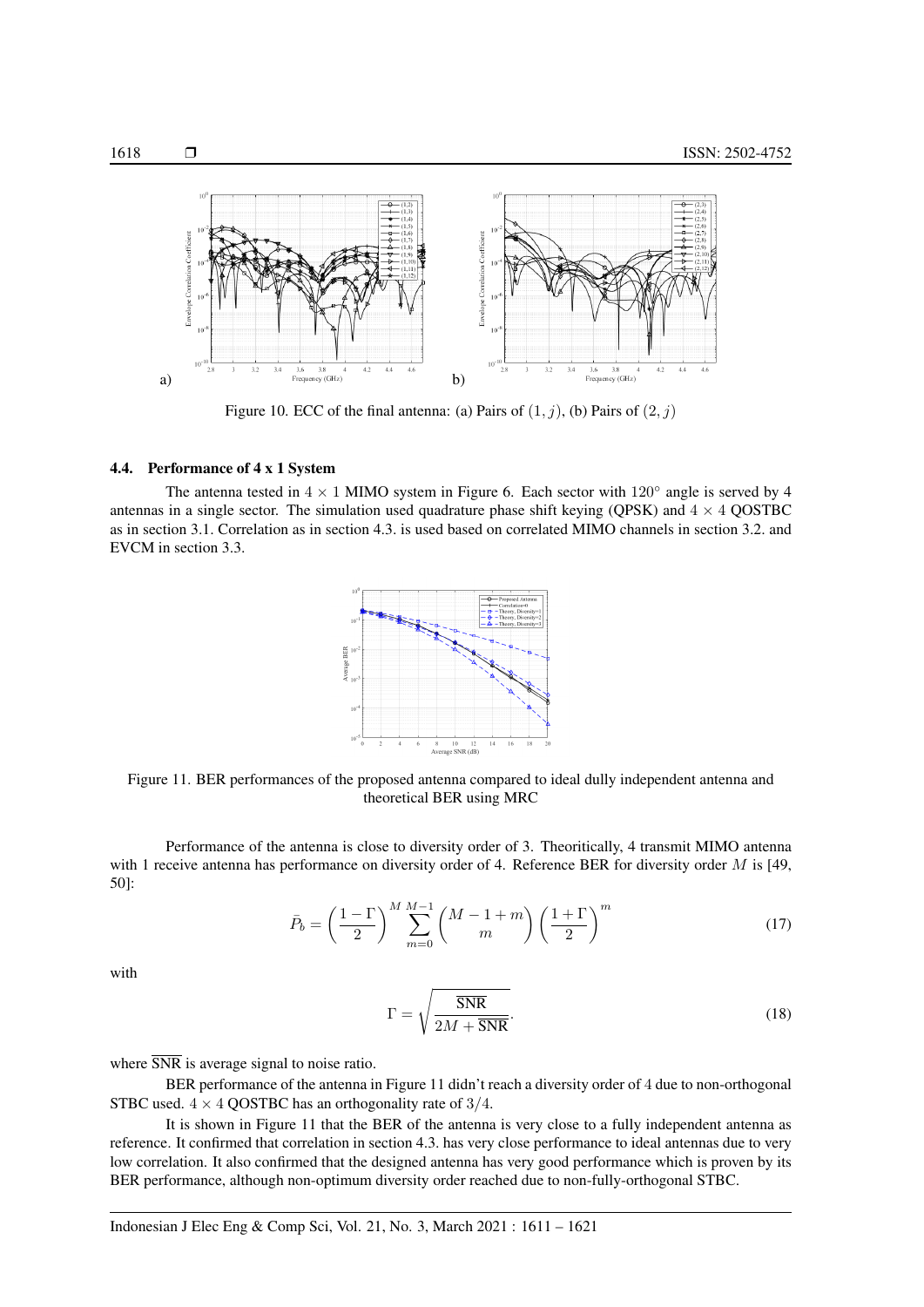Figure 10. ECC of the final antenna: (a) Pairs of $(1, j)$, (b) Pairs of $(2, j)$

### 4.4. Performance of 4 x 1 System

The antenna tested in $4 \times 1$ MIMO system in Figure 6. Each sector with $120°$ angle is served by 4 antennas in a single sector. The simulation used quadrature phase shift keying (QPSK) and $4 \times 4$ QOSTBC as in section 3.1. Correlation as in section 4.3. is used based on correlated MIMO channels in section 3.2. and EVCM in section 3.3.

Figure 11. BER performances of the proposed antenna compared to ideal dully independent antenna and theoretical BER using MRC

Performance of the antenna is close to diversity order of 3. Theoritically, 4 transmit MIMO antenna with 1 receive antenna has performance on diversity order of 4. Reference BER for diversity order $M$ is [49, 50]:

$$\bar{P}_b = \left(\frac{1-\Gamma}{2}\right)^M \sum_{m=0}^{M-1} \binom{M-1+m}{m} \left(\frac{1+\Gamma}{2}\right)^m \tag{17}$$

with

$$\Gamma = \sqrt{\frac{\overline{\text{SNR}}}{2M + \overline{\text{SNR}}}}. \tag{18}$$

where $\overline{\text{SNR}}$ is average signal to noise ratio.

BER performance of the antenna in Figure 11 didn't reach a diversity order of 4 due to non-orthogonal STBC used. $4 \times 4$ QOSTBC has an orthogonality rate of $3/4$.

It is shown in Figure 11 that the BER of the antenna is very close to a fully independent antenna as reference. It confirmed that correlation in section 4.3. has very close performance to ideal antennas due to very low correlation. It also confirmed that the designed antenna has very good performance which is proven by its BER performance, although non-optimum diversity order reached due to non-fully-orthogonal STBC.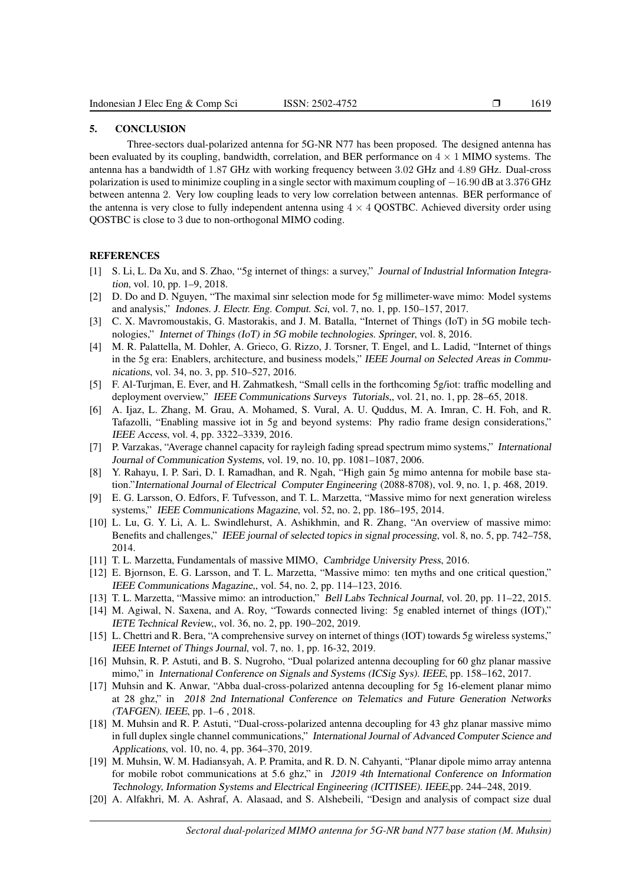## 5. CONCLUSION

Three-sectors dual-polarized antenna for 5G-NR N77 has been proposed. The designed antenna has been evaluated by its coupling, bandwidth, correlation, and BER performance on $4 \times 1$ MIMO systems. The antenna has a bandwidth of $1.87$ GHz with working frequency between $3.02$ GHz and $4.89$ GHz. Dual-cross polarization is used to minimize coupling in a single sector with maximum coupling of $-16.90$ dB at $3.376$ GHz between antenna 2. Very low coupling leads to very low correlation between antennas. BER performance of the antenna is very close to fully independent antenna using $4 \times 4$ QOSTBC. Achieved diversity order using QOSTBC is close to $3$ due to non-orthogonal MIMO coding.

## REFERENCES

[1] S. Li, L. Da Xu, and S. Zhao, "5g internet of things: a survey," *Journal of Industrial Information Integration*, vol. 10, pp. 1–9, 2018.

[2] D. Do and D. Nguyen, "The maximal sinr selection mode for 5g millimeter-wave mimo: Model systems and analysis," *Indones. J. Electr. Eng. Comput. Sci*, vol. 7, no. 1, pp. 150–157, 2017.

[3] C. X. Mavromoustakis, G. Mastorakis, and J. M. Batalla, "Internet of Things (IoT) in 5G mobile technologies," *Internet of Things (IoT) in 5G mobile technologies. Springer*, vol. 8, 2016.

[4] M. R. Palattella, M. Dohler, A. Grieco, G. Rizzo, J. Torsner, T. Engel, and L. Ladid, "Internet of things in the 5g era: Enablers, architecture, and business models," *IEEE Journal on Selected Areas in Communications*, vol. 34, no. 3, pp. 510–527, 2016.

[5] F. Al-Turjman, E. Ever, and H. Zahmatkesh, "Small cells in the forthcoming 5g/iot: traffic modelling and deployment overview," *IEEE Communications Surveys Tutorials,*, vol. 21, no. 1, pp. 28–65, 2018.

[6] A. Ijaz, L. Zhang, M. Grau, A. Mohamed, S. Vural, A. U. Quddus, M. A. Imran, C. H. Foh, and R. Tafazolli, "Enabling massive iot in 5g and beyond systems: Phy radio frame design considerations," *IEEE Access*, vol. 4, pp. 3322–3339, 2016.

[7] P. Varzakas, "Average channel capacity for rayleigh fading spread spectrum mimo systems," *International Journal of Communication Systems*, vol. 19, no. 10, pp. 1081–1087, 2006.

[8] Y. Rahayu, I. P. Sari, D. I. Ramadhan, and R. Ngah, "High gain 5g mimo antenna for mobile base station."*International Journal of Electrical Computer Engineering* (2088-8708), vol. 9, no. 1, p. 468, 2019.

[9] E. G. Larsson, O. Edfors, F. Tufvesson, and T. L. Marzetta, "Massive mimo for next generation wireless systems," *IEEE Communications Magazine*, vol. 52, no. 2, pp. 186–195, 2014.

[10] L. Lu, G. Y. Li, A. L. Swindlehurst, A. Ashikhmin, and R. Zhang, "An overview of massive mimo: Benefits and challenges," *IEEE journal of selected topics in signal processing*, vol. 8, no. 5, pp. 742–758, 2014.

[11] T. L. Marzetta, Fundamentals of massive MIMO, *Cambridge University Press*, 2016.

[12] E. Bjornson, E. G. Larsson, and T. L. Marzetta, "Massive mimo: ten myths and one critical question," *IEEE Communications Magazine,*, vol. 54, no. 2, pp. 114–123, 2016.

[13] T. L. Marzetta, "Massive mimo: an introduction," *Bell Labs Technical Journal*, vol. 20, pp. 11–22, 2015.

[14] M. Agiwal, N. Saxena, and A. Roy, "Towards connected living: 5g enabled internet of things (IOT)," *IETE Technical Review,*, vol. 36, no. 2, pp. 190–202, 2019.

[15] L. Chettri and R. Bera, "A comprehensive survey on internet of things (IOT) towards 5g wireless systems," *IEEE Internet of Things Journal*, vol. 7, no. 1, pp. 16-32, 2019.

[16] Muhsin, R. P. Astuti, and B. S. Nugroho, "Dual polarized antenna decoupling for 60 ghz planar massive mimo," in *International Conference on Signals and Systems (ICSig Sys). IEEE*, pp. 158–162, 2017.

[17] Muhsin and K. Anwar, "Abba dual-cross-polarized antenna decoupling for 5g 16-element planar mimo at 28 ghz," in *2018 2nd International Conference on Telematics and Future Generation Networks (TAFGEN). IEEE*, pp. 1–6 , 2018.

[18] M. Muhsin and R. P. Astuti, "Dual-cross-polarized antenna decoupling for 43 ghz planar massive mimo in full duplex single channel communications," *International Journal of Advanced Computer Science and Applications*, vol. 10, no. 4, pp. 364–370, 2019.

[19] M. Muhsin, W. M. Hadiansyah, A. P. Pramita, and R. D. N. Cahyanti, "Planar dipole mimo array antenna for mobile robot communications at 5.6 ghz," in *J2019 4th International Conference on Information Technology, Information Systems and Electrical Engineering (ICITISEE). IEEE*,pp. 244–248, 2019.

[20] A. Alfakhri, M. A. Ashraf, A. Alasaad, and S. Alshebeili, "Design and analysis of compact size dual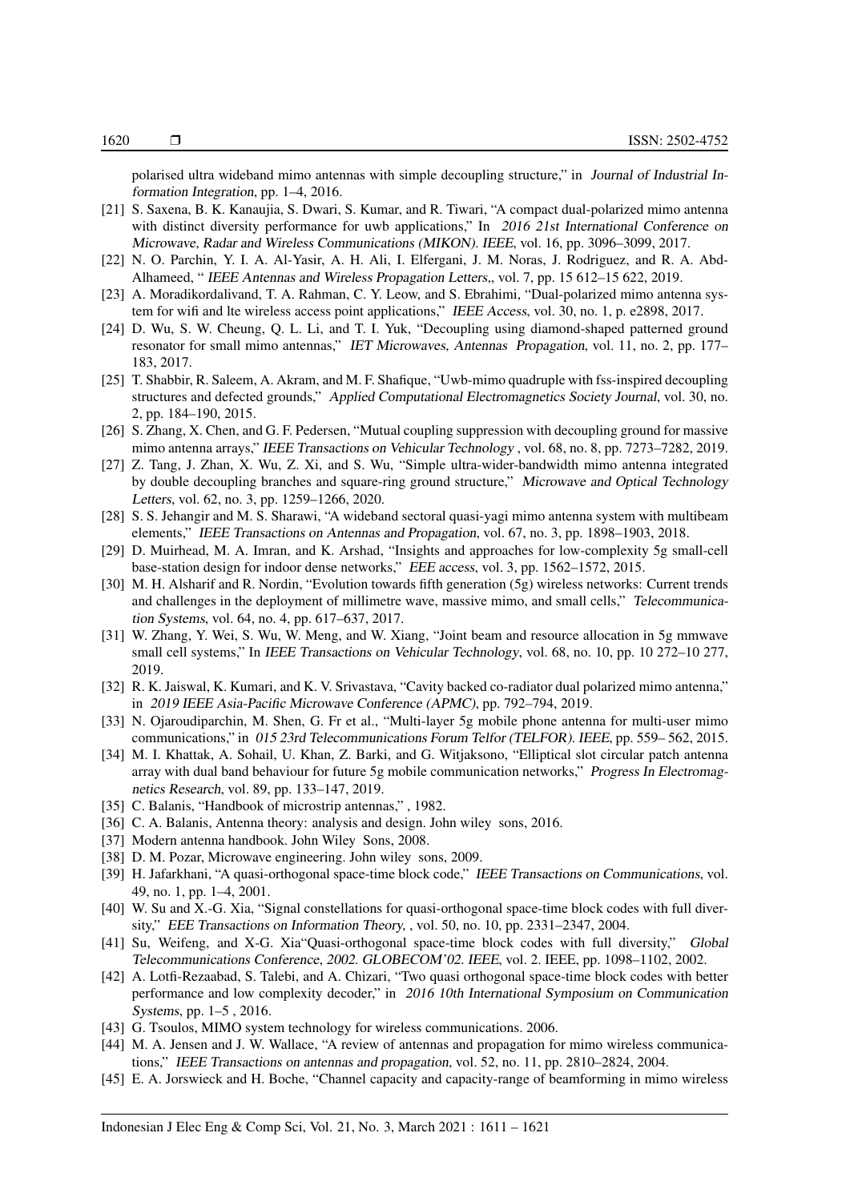polarised ultra wideband mimo antennas with simple decoupling structure," in *Journal of Industrial Information Integration*, pp. 1–4, 2016.

[21] S. Saxena, B. K. Kanaujia, S. Dwari, S. Kumar, and R. Tiwari, "A compact dual-polarized mimo antenna with distinct diversity performance for uwb applications," In *2016 21st International Conference on Microwave, Radar and Wireless Communications (MIKON). IEEE*, vol. 16, pp. 3096–3099, 2017.

[22] N. O. Parchin, Y. I. A. Al-Yasir, A. H. Ali, I. Elfergani, J. M. Noras, J. Rodriguez, and R. A. Abd-Alhameed, " *IEEE Antennas and Wireless Propagation Letters,*, vol. 7, pp. 15 612–15 622, 2019.

[23] A. Moradikordalivand, T. A. Rahman, C. Y. Leow, and S. Ebrahimi, "Dual-polarized mimo antenna system for wifi and lte wireless access point applications," *IEEE Access*, vol. 30, no. 1, p. e2898, 2017.

[24] D. Wu, S. W. Cheung, Q. L. Li, and T. I. Yuk, "Decoupling using diamond-shaped patterned ground resonator for small mimo antennas," *IET Microwaves, Antennas Propagation*, vol. 11, no. 2, pp. 177–183, 2017.

[25] T. Shabbir, R. Saleem, A. Akram, and M. F. Shafique, "Uwb-mimo quadruple with fss-inspired decoupling structures and defected grounds," *Applied Computational Electromagnetics Society Journal*, vol. 30, no. 2, pp. 184–190, 2015.

[26] S. Zhang, X. Chen, and G. F. Pedersen, "Mutual coupling suppression with decoupling ground for massive mimo antenna arrays," *IEEE Transactions on Vehicular Technology* , vol. 68, no. 8, pp. 7273–7282, 2019.

[27] Z. Tang, J. Zhan, X. Wu, Z. Xi, and S. Wu, "Simple ultra-wider-bandwidth mimo antenna integrated by double decoupling branches and square-ring ground structure," *Microwave and Optical Technology Letters*, vol. 62, no. 3, pp. 1259–1266, 2020.

[28] S. S. Jehangir and M. S. Sharawi, "A wideband sectoral quasi-yagi mimo antenna system with multibeam elements," *IEEE Transactions on Antennas and Propagation*, vol. 67, no. 3, pp. 1898–1903, 2018.

[29] D. Muirhead, M. A. Imran, and K. Arshad, "Insights and approaches for low-complexity 5g small-cell base-station design for indoor dense networks," *EEE access*, vol. 3, pp. 1562–1572, 2015.

[30] M. H. Alsharif and R. Nordin, "Evolution towards fifth generation (5g) wireless networks: Current trends and challenges in the deployment of millimetre wave, massive mimo, and small cells," *Telecommunication Systems*, vol. 64, no. 4, pp. 617–637, 2017.

[31] W. Zhang, Y. Wei, S. Wu, W. Meng, and W. Xiang, "Joint beam and resource allocation in 5g mmwave small cell systems," In *IEEE Transactions on Vehicular Technology*, vol. 68, no. 10, pp. 10 272–10 277, 2019.

[32] R. K. Jaiswal, K. Kumari, and K. V. Srivastava, "Cavity backed co-radiator dual polarized mimo antenna," in *2019 IEEE Asia-Pacific Microwave Conference (APMC)*, pp. 792–794, 2019.

[33] N. Ojaroudiparchin, M. Shen, G. Fr et al., "Multi-layer 5g mobile phone antenna for multi-user mimo communications," in *015 23rd Telecommunications Forum Telfor (TELFOR). IEEE*, pp. 559– 562, 2015.

[34] M. I. Khattak, A. Sohail, U. Khan, Z. Barki, and G. Witjaksono, "Elliptical slot circular patch antenna array with dual band behaviour for future 5g mobile communication networks," *Progress In Electromagnetics Research*, vol. 89, pp. 133–147, 2019.

[35] C. Balanis, "Handbook of microstrip antennas," , 1982.

[36] C. A. Balanis, Antenna theory: analysis and design. John wiley sons, 2016.

[37] Modern antenna handbook. John Wiley Sons, 2008.

[38] D. M. Pozar, Microwave engineering. John wiley sons, 2009.

[39] H. Jafarkhani, "A quasi-orthogonal space-time block code," *IEEE Transactions on Communications*, vol. 49, no. 1, pp. 1–4, 2001.

[40] W. Su and X.-G. Xia, "Signal constellations for quasi-orthogonal space-time block codes with full diversity," *EEE Transactions on Information Theory,* , vol. 50, no. 10, pp. 2331–2347, 2004.

[41] Su, Weifeng, and X-G. Xia"Quasi-orthogonal space-time block codes with full diversity," *Global Telecommunications Conference, 2002. GLOBECOM'02. IEEE*, vol. 2. IEEE, pp. 1098–1102, 2002.

[42] A. Lotfi-Rezaabad, S. Talebi, and A. Chizari, "Two quasi orthogonal space-time block codes with better performance and low complexity decoder," in *2016 10th International Symposium on Communication Systems*, pp. 1–5 , 2016.

[43] G. Tsoulos, MIMO system technology for wireless communications. 2006.

[44] M. A. Jensen and J. W. Wallace, "A review of antennas and propagation for mimo wireless communications," *IEEE Transactions on antennas and propagation*, vol. 52, no. 11, pp. 2810–2824, 2004.

[45] E. A. Jorswieck and H. Boche, "Channel capacity and capacity-range of beamforming in mimo wireless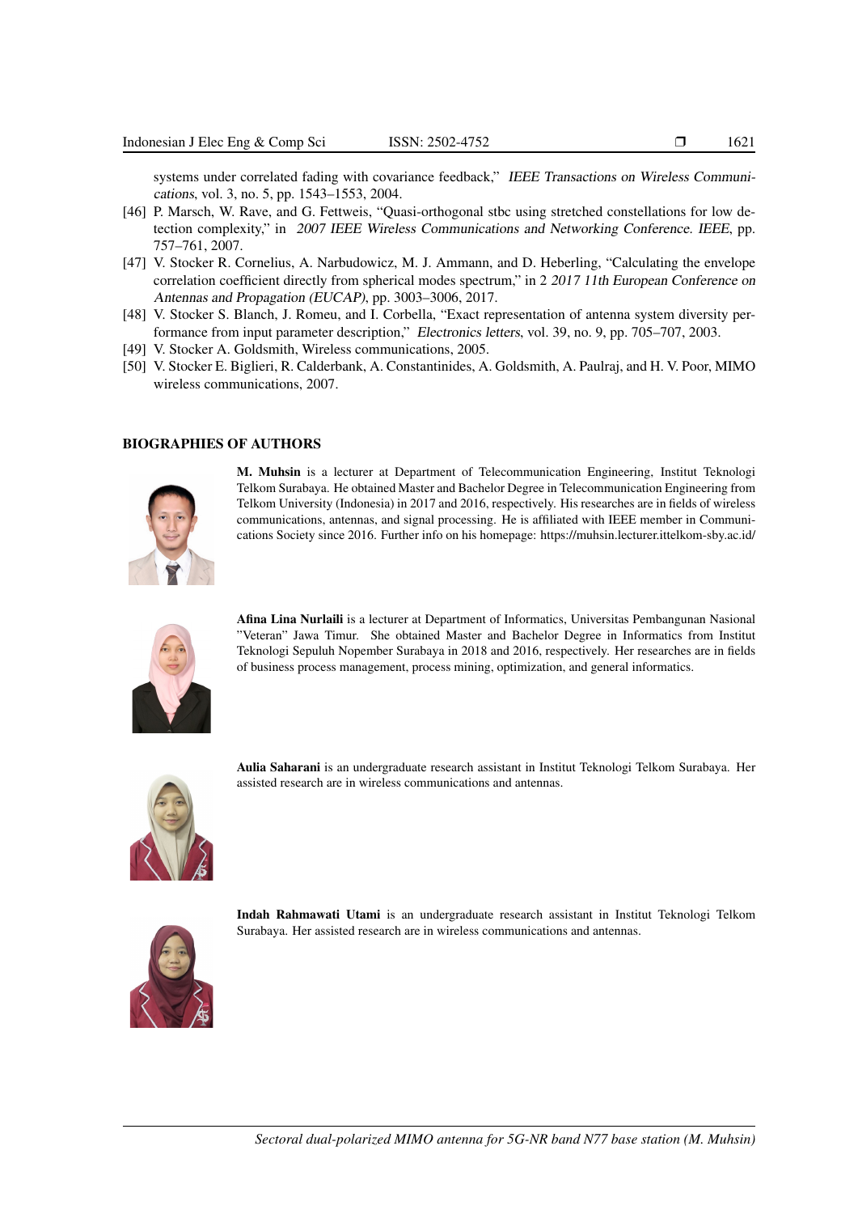systems under correlated fading with covariance feedback," *IEEE Transactions on Wireless Communications*, vol. 3, no. 5, pp. 1543–1553, 2004.

[46] P. Marsch, W. Rave, and G. Fettweis, "Quasi-orthogonal stbc using stretched constellations for low detection complexity," in *2007 IEEE Wireless Communications and Networking Conference*. *IEEE*, pp. 757–761, 2007.

[47] V. Stocker R. Cornelius, A. Narbudowicz, M. J. Ammann, and D. Heberling, "Calculating the envelope correlation coefficient directly from spherical modes spectrum," in 2 *2017 11th European Conference on Antennas and Propagation (EUCAP)*, pp. 3003–3006, 2017.

[48] V. Stocker S. Blanch, J. Romeu, and I. Corbella, "Exact representation of antenna system diversity performance from input parameter description," *Electronics letters*, vol. 39, no. 9, pp. 705–707, 2003.

[49] V. Stocker A. Goldsmith, Wireless communications, 2005.

[50] V. Stocker E. Biglieri, R. Calderbank, A. Constantinides, A. Goldsmith, A. Paulraj, and H. V. Poor, MIMO wireless communications, 2007.

## BIOGRAPHIES OF AUTHORS

**M. Muhsin** is a lecturer at Department of Telecommunication Engineering, Institut Teknologi Telkom Surabaya. He obtained Master and Bachelor Degree in Telecommunication Engineering from Telkom University (Indonesia) in 2017 and 2016, respectively. His researches are in fields of wireless communications, antennas, and signal processing. He is affiliated with IEEE member in Communications Society since 2016. Further info on his homepage: https://muhsin.lecturer.ittelkom-sby.ac.id/

**Afina Lina Nurlaili** is a lecturer at Department of Informatics, Universitas Pembangunan Nasional "Veteran" Jawa Timur. She obtained Master and Bachelor Degree in Informatics from Institut Teknologi Sepuluh Nopember Surabaya in 2018 and 2016, respectively. Her researches are in fields of business process management, process mining, optimization, and general informatics.

**Aulia Saharani** is an undergraduate research assistant in Institut Teknologi Telkom Surabaya. Her assisted research are in wireless communications and antennas.

**Indah Rahmawati Utami** is an undergraduate research assistant in Institut Teknologi Telkom Surabaya. Her assisted research are in wireless communications and antennas.